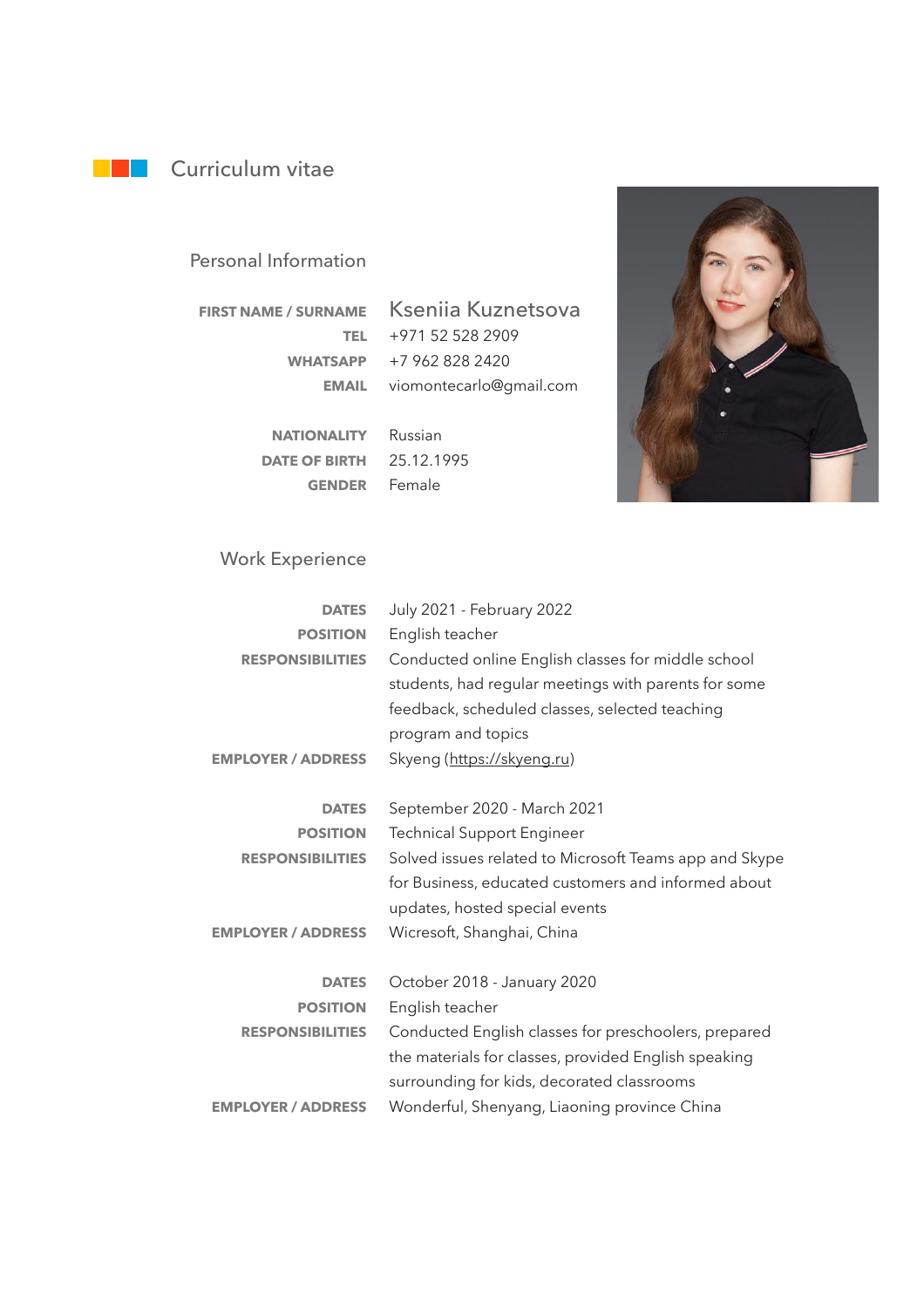# Curriculum vitae

## Personal Information

**FIRST NAME / SURNAME** Kseniia Kuznetsova
**TEL** +971 52 528 2909
**WHATSAPP** +7 962 828 2420
**EMAIL** viomontecarlo@gmail.com

**NATIONALITY** Russian
**DATE OF BIRTH** 25.12.1995
**GENDER** Female

## Work Experience

**DATES** July 2021 - February 2022
**POSITION** English teacher
**RESPONSIBILITIES** Conducted online English classes for middle school students, had regular meetings with parents for some feedback, scheduled classes, selected teaching program and topics
**EMPLOYER / ADDRESS** Skyeng (https://skyeng.ru)

**DATES** September 2020 - March 2021
**POSITION** Technical Support Engineer
**RESPONSIBILITIES** Solved issues related to Microsoft Teams app and Skype for Business, educated customers and informed about updates, hosted special events
**EMPLOYER / ADDRESS** Wicresoft, Shanghai, China

**DATES** October 2018 - January 2020
**POSITION** English teacher
**RESPONSIBILITIES** Conducted English classes for preschoolers, prepared the materials for classes, provided English speaking surrounding for kids, decorated classrooms
**EMPLOYER / ADDRESS** Wonderful, Shenyang, Liaoning province China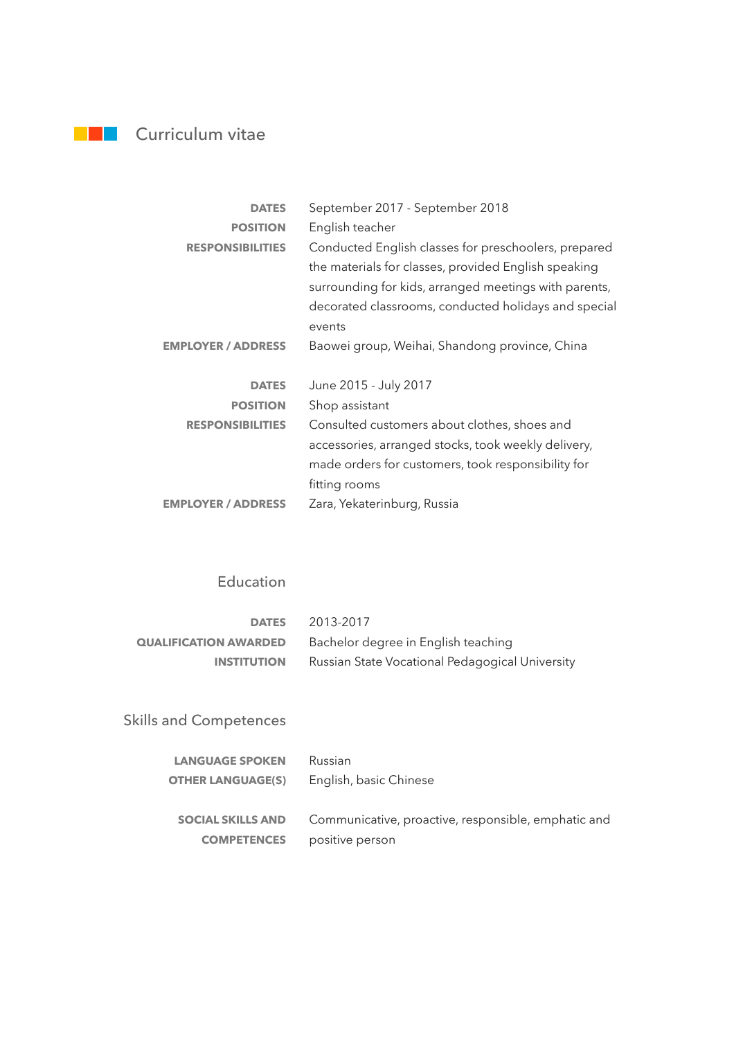Curriculum vitae

| | |
|---|---|
| **DATES** | September 2017 - September 2018 |
| **POSITION** | English teacher |
| **RESPONSIBILITIES** | Conducted English classes for preschoolers, prepared the materials for classes, provided English speaking surrounding for kids, arranged meetings with parents, decorated classrooms, conducted holidays and special events |
| **EMPLOYER / ADDRESS** | Baowei group, Weihai, Shandong province, China |

| | |
|---|---|
| **DATES** | June 2015 - July 2017 |
| **POSITION** | Shop assistant |
| **RESPONSIBILITIES** | Consulted customers about clothes, shoes and accessories, arranged stocks, took weekly delivery, made orders for customers, took responsibility for fitting rooms |
| **EMPLOYER / ADDRESS** | Zara, Yekaterinburg, Russia |

## Education

| | |
|---|---|
| **DATES** | 2013-2017 |
| **QUALIFICATION AWARDED** | Bachelor degree in English teaching |
| **INSTITUTION** | Russian State Vocational Pedagogical University |

## Skills and Competences

| | |
|---|---|
| **LANGUAGE SPOKEN** | Russian |
| **OTHER LANGUAGE(S)** | English, basic Chinese |

| | |
|---|---|
| **SOCIAL SKILLS AND COMPETENCES** | Communicative, proactive, responsible, emphatic and positive person |